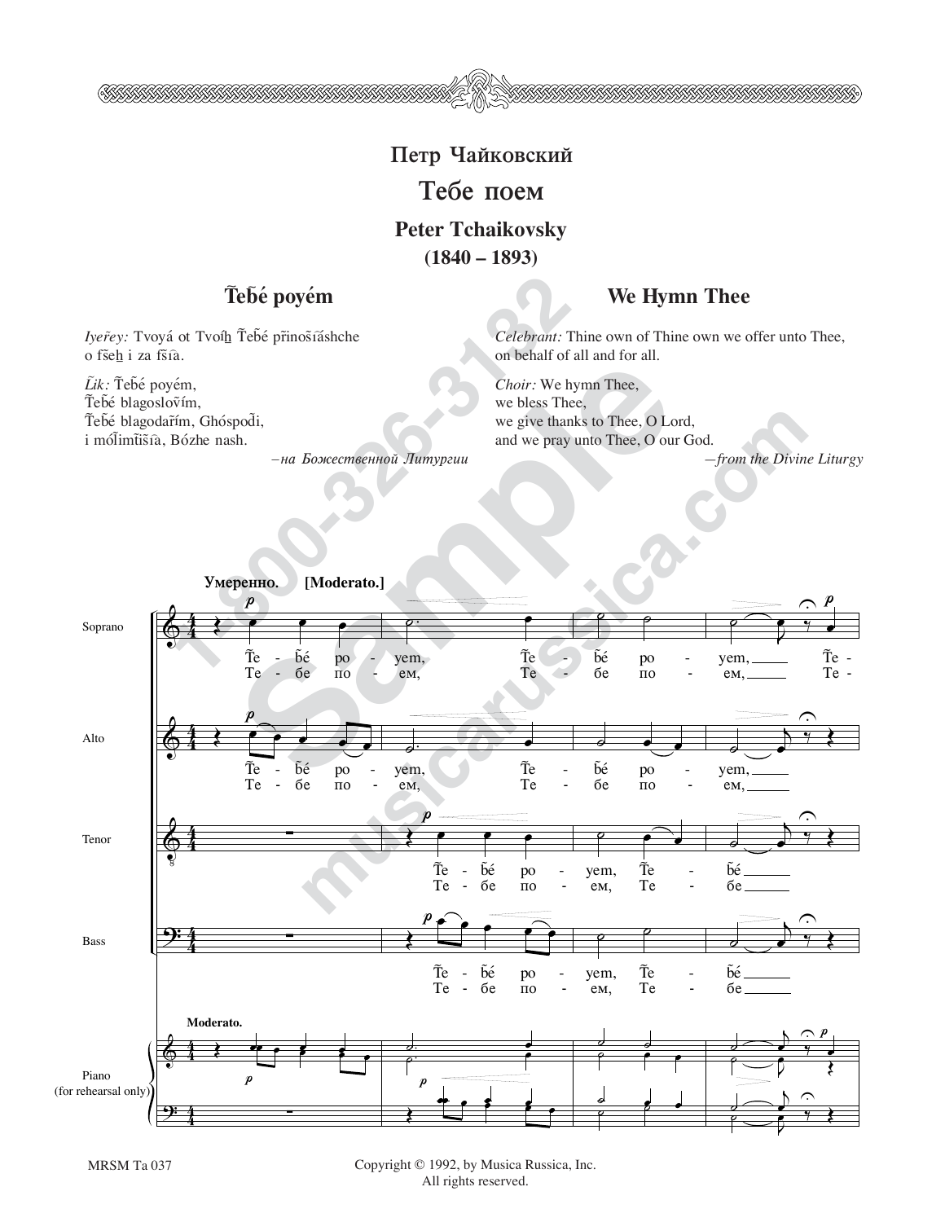# Петр Чайковский

## Тебе поем

## Peter Tchaikovsky

**(1840 – 1893)**

### T̃eb̃é poyém

*Iyeřey:* Tvoyá ot Tvoíh̲ T̃eb̃é přinošíáshche o fšeh̲ i za fšía.

*L̃ik:* T̃eb̃é poyém,
T̃eb̃é blagoslov̄ím,
T̃eb̃é blagodařím, Ghóspod̃i,
i mółimtíšía, Bózhe nash.

*–на Божественной Литургии*

### We Hymn Thee

*Celebrant:* Thine own of Thine own we offer unto Thee, on behalf of all and for all.

*Choir:* We hymn Thee,
we bless Thee,
we give thanks to Thee, O Lord,
and we pray unto Thee, O our God.

*–from the Divine Liturgy*

Умеренно. [Moderato.]

Soprano: T̃e - b̃é po - yem, T̃e - b̃é po - yem, T̃e -
Те - бе по - ем, Те - бе по - ем, Те -

Alto: T̃e - b̃é po - yem, T̃e - b̃é po - yem,
Те - бе по - ем, Те - бе по - ем,

Tenor: T̃e - b̃é po - yem, T̃e - b̃é
Те - бе по - ем, Те - бе

Bass: T̃e - b̃é po - yem, T̃e - b̃é
Те - бе по - ем, Те - бе

Piano (for rehearsal only) — Moderato.

MRSM Ta 037

Copyright © 1992, by Musica Russica, Inc.
All rights reserved.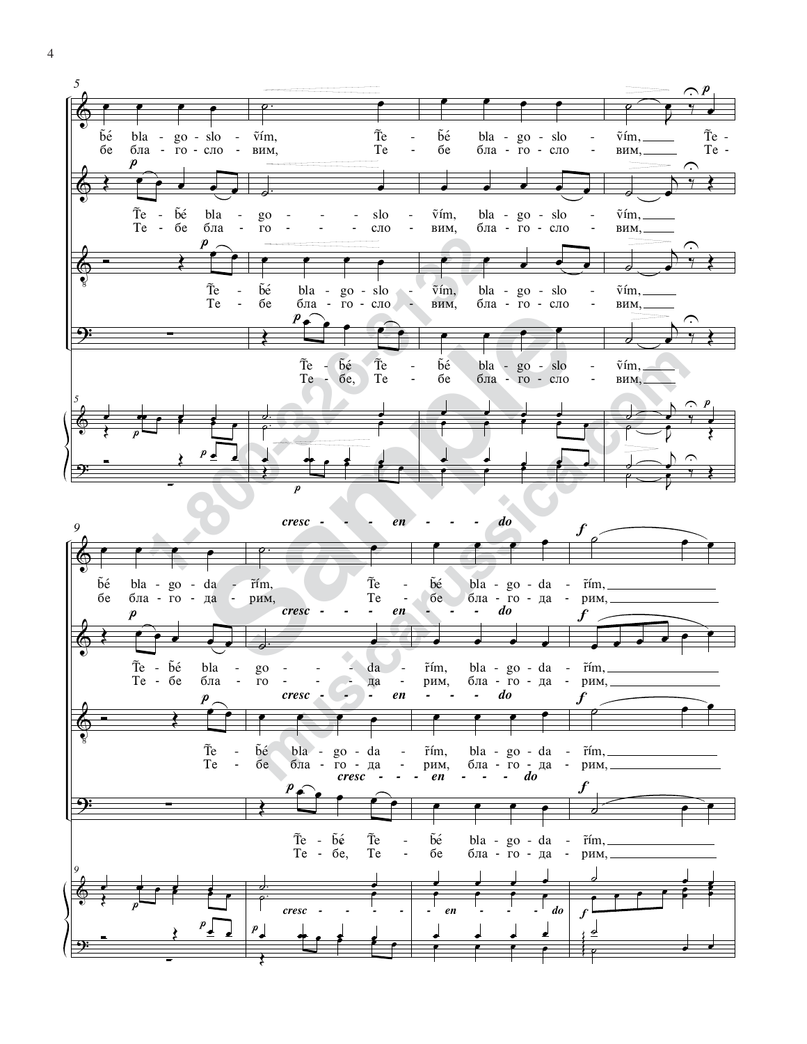**Measures 5–8**

Soprano:
T̃é - b̃é bla - go - slo - ṽím, T̃e - b̃é bla - go - slo - ṽím, T̃e -
те бе бла - го - сло - вим, Те - бе бла - го - сло - вим, Те -

Alto:
T̃e - b̃é bla - go - - slo - ṽím, bla - go - slo - ṽím,
Те - бе бла - го - - сло - вим, бла - го - сло - вим,

Tenor:
T̃e - b̃é bla - go - slo - ṽím, bla - go - slo - ṽím,
Те - бе бла - го - сло - вим, бла - го - сло - вим,

Bass:
T̃e - b̃é T̃e - b̃é bla - go - slo - ṽím,
Те - бе, Те - бе бла - го - сло - вим,

**Measures 9–12**

*cresc - - - en - - - do* — ***f***

Soprano:
b̃é bla - go - da - r̃ím, T̃e - b̃é bla - go - da - r̃ím,
бе бла - го - да - рим, Те - бе бла - го - да - рим,

Alto:
T̃e - b̃é bla - go - - da - r̃ím, bla - go - da - r̃ím,
Те - бе бла - го - - да - рим, бла - го - да - рим,

Tenor:
T̃e - b̃é bla - go - da - r̃ím, bla - go - da - r̃ím,
Те - бе бла - го - да - рим, бла - го - да - рим,

Bass:
T̃e - b̃é T̃e - b̃é bla - go - da - r̃ím,
Те - бе, Те - бе бла - го - да - рим,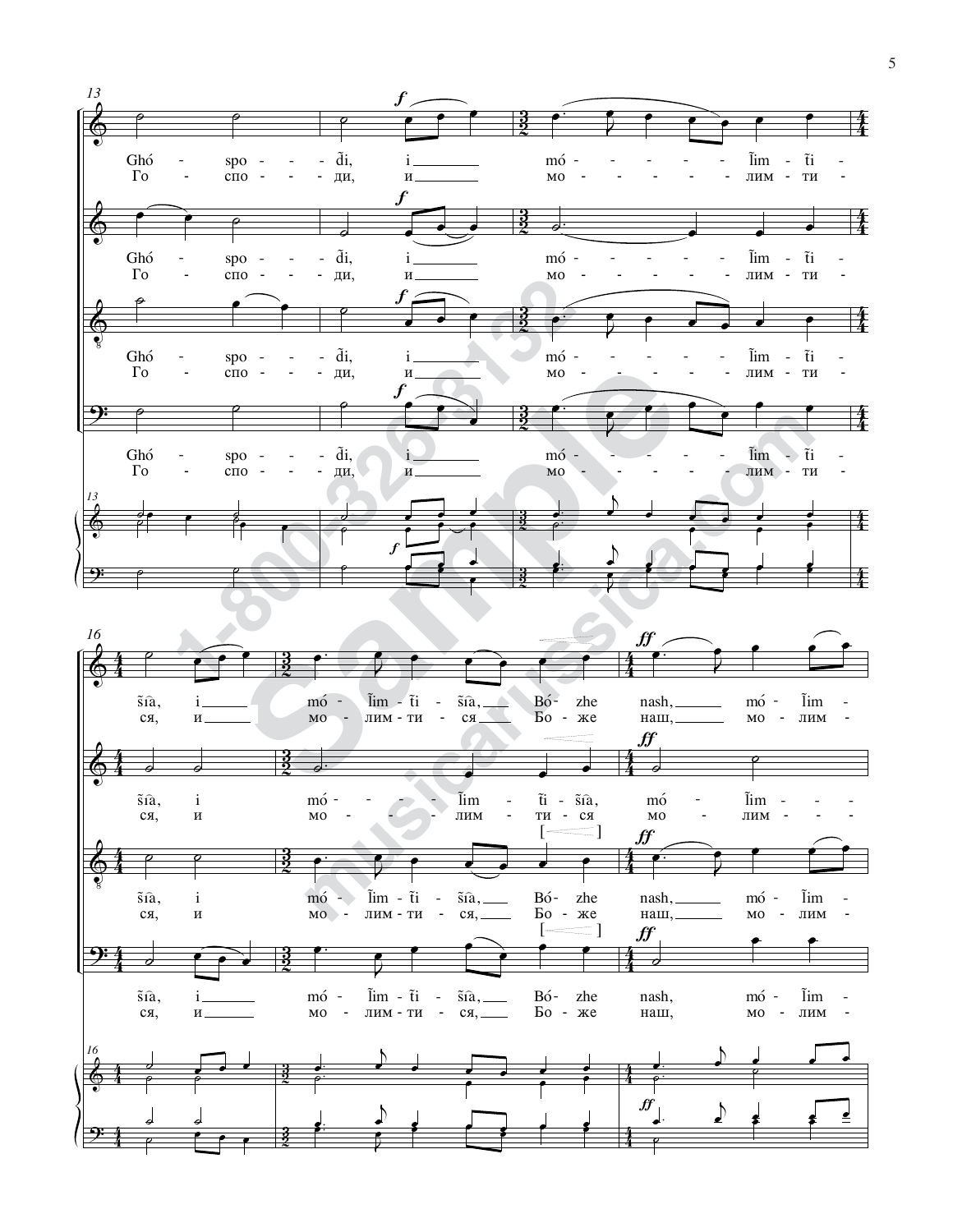Ghó - spo - - di, i mó - - - - - - l̃im - t̃i - s̃ia, i mó - l̃im - t̃i - s̃ia, Bó - zhe nash, mó - l̃im -

Го - спо - - ди, и мо - - - - - - - лим - ти - ся, и мо - лим - ти - ся Бо - же наш, мо - лим -

Ghó - spo - - di, i mó - - - - - - l̃im - t̃i - s̃ia, i mó - - - - l̃im - t̃i - s̃ia, mó - l̃im - - -

Го - спо - - ди, и мо - - - - - - - лим - ти - ся, и мо - - - - лим - ти - ся мо - лим - - -

Ghó - spo - - di, i mó - - - - - - l̃im - t̃i - s̃ia, i mó - l̃im - t̃i - s̃ia, Bó - zhe nash, mó - l̃im -

Го - спо - - ди, и мо - - - - - - - лим - ти - ся, и мо - лим - ти - ся, Бо - же наш, мо - лим -

Ghó - spo - - di, i mó - - - - - - l̃im - t̃i - s̃ia, i mó - l̃im - t̃i - s̃ia, Bó - zhe nash, mó - l̃im -

Го - спо - - ди, и мо - - - - - - - лим - ти - ся, и мо - лим - ти - ся, Бо - же наш, мо - лим -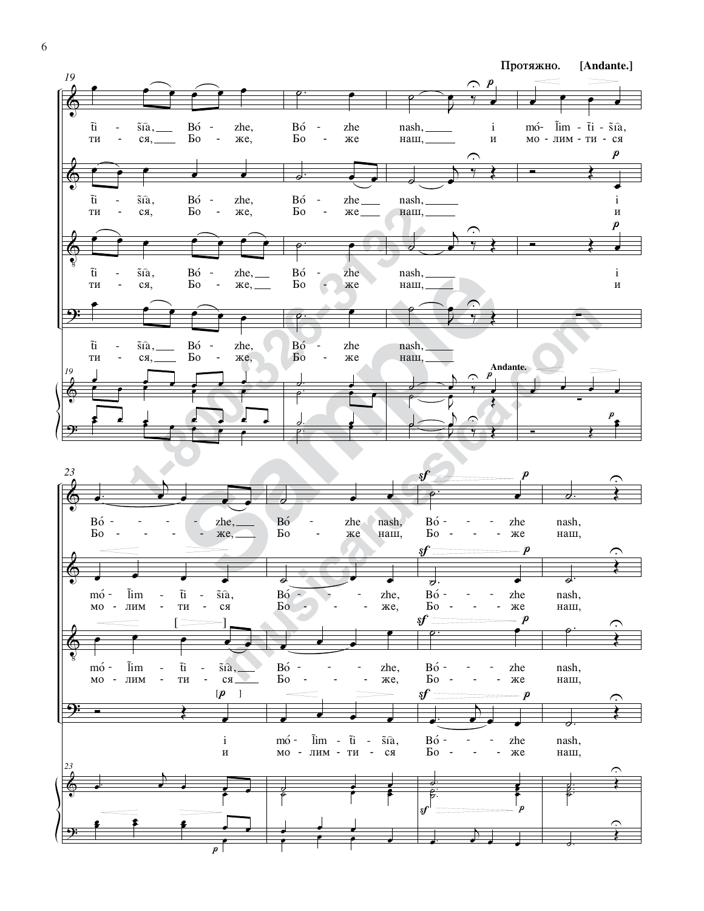**Протяжно. [Andante.]**

19

tĩ - s͡ĩa, Bó - zhe, Bó - zhe nash, i mó - l͡im - tĩ - s͡ĩa,
ти - ся, Бо - же, Бо - же наш, и мо - лим - ти - ся

tĩ - s͡ĩa, Bó - zhe, Bó - zhe nash, i
ти - ся, Бо - же, Бо - же наш, и

tĩ - s͡ĩa, Bó - zhe, Bó - zhe nash, i
ти - ся, Бо - же, Бо - же наш, и

tĩ - s͡ĩa, Bó - zhe, Bó - zhe nash,
ти - ся, Бо - же, Бо - же наш,

Andante.

23

Bó - zhe, Bó - zhe nash, Bó - zhe nash,
Бо - же, Бо - же наш, Бо - же наш,

mó - l͡im - tĩ - s͡ĩa, Bó - zhe, Bó - zhe nash,
мо - лим - ти - ся Бо - же, Бо - же наш,

mó - l͡im - tĩ - s͡ĩa, Bó - zhe, Bó - zhe nash,
мо - лим - ти - ся Бо - же, Бо - же наш,

i mó - l͡im - tĩ - s͡ĩa, Bó - zhe nash,
и мо - лим - ти - ся Бо - же наш,